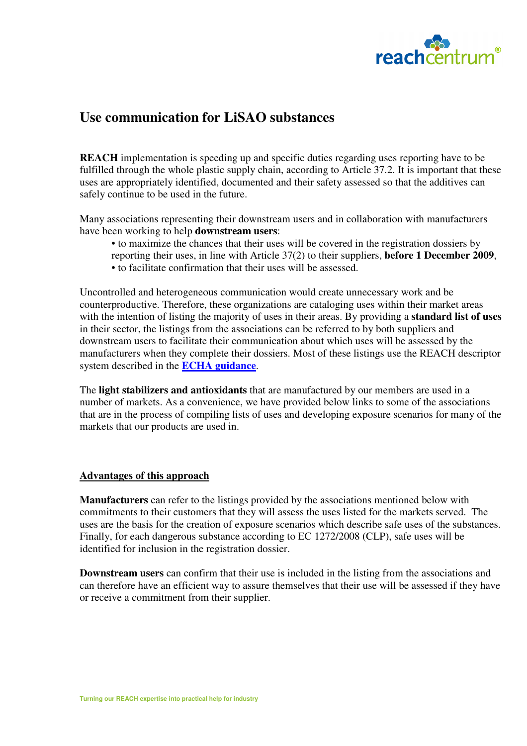# Use communication for LiSAO substances

**REACH** implementation is speeding up and specific duties regarding uses reporting have to be fulfilled through the whole plastic supply chain, according to Article 37.2. It is important that these uses are appropriately identified, documented and their safety assessed so that the additives can safely continue to be used in the future.

Many associations representing their downstream users and in collaboration with manufacturers have been working to help **downstream users**:

- to maximize the chances that their uses will be covered in the registration dossiers by reporting their uses, in line with Article 37(2) to their suppliers, **before 1 December 2009**,
- to facilitate confirmation that their uses will be assessed.

Uncontrolled and heterogeneous communication would create unnecessary work and be counterproductive. Therefore, these organizations are cataloging uses within their market areas with the intention of listing the majority of uses in their areas. By providing a **standard list of uses** in their sector, the listings from the associations can be referred to by both suppliers and downstream users to facilitate their communication about which uses will be assessed by the manufacturers when they complete their dossiers. Most of these listings use the REACH descriptor system described in the **ECHA guidance**.

The **light stabilizers and antioxidants** that are manufactured by our members are used in a number of markets. As a convenience, we have provided below links to some of the associations that are in the process of compiling lists of uses and developing exposure scenarios for many of the markets that our products are used in.

## Advantages of this approach

**Manufacturers** can refer to the listings provided by the associations mentioned below with commitments to their customers that they will assess the uses listed for the markets served. The uses are the basis for the creation of exposure scenarios which describe safe uses of the substances. Finally, for each dangerous substance according to EC 1272/2008 (CLP), safe uses will be identified for inclusion in the registration dossier.

**Downstream users** can confirm that their use is included in the listing from the associations and can therefore have an efficient way to assure themselves that their use will be assessed if they have or receive a commitment from their supplier.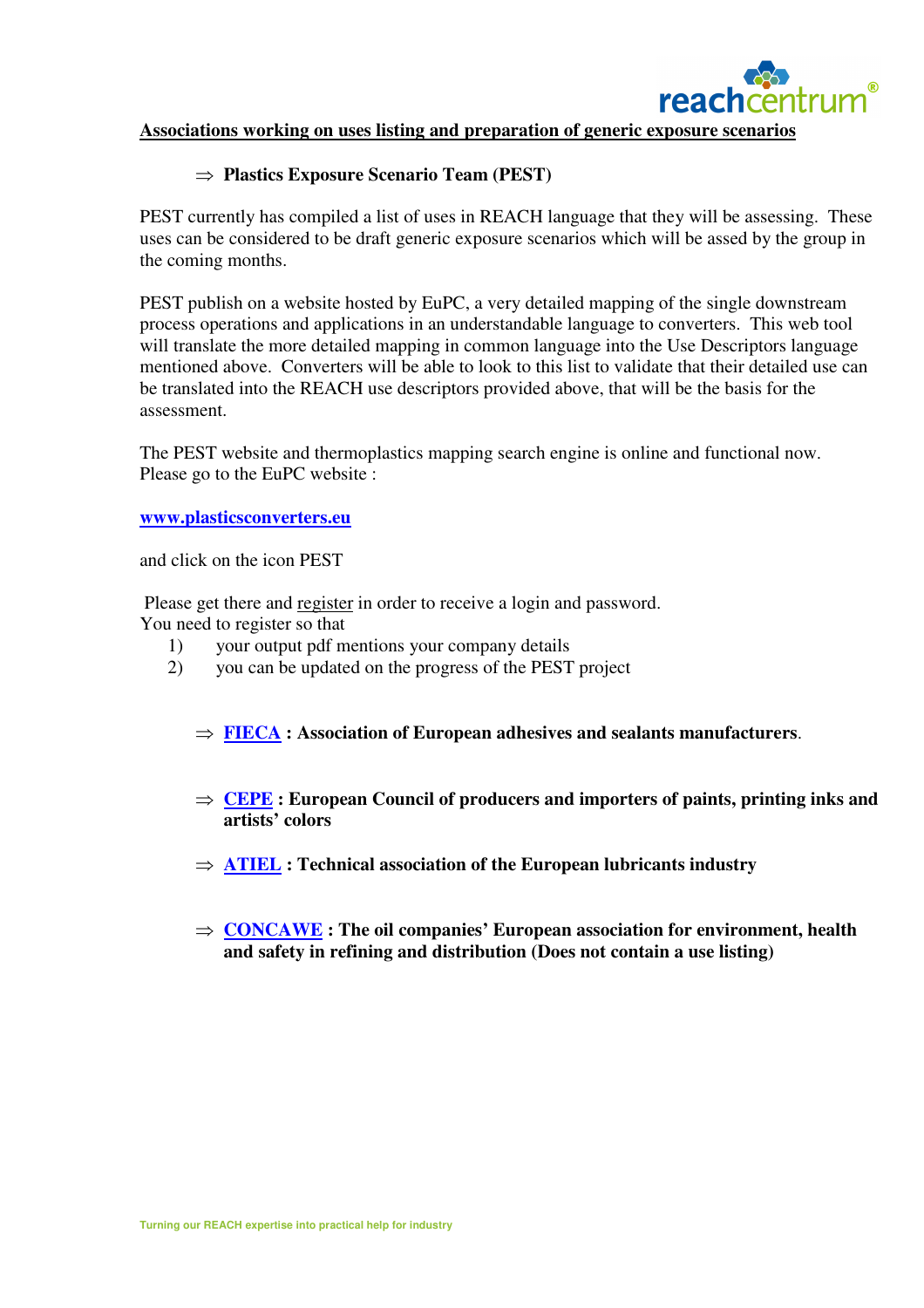**Associations working on uses listing and preparation of generic exposure scenarios**

⇒ **Plastics Exposure Scenario Team (PEST)**

PEST currently has compiled a list of uses in REACH language that they will be assessing. These uses can be considered to be draft generic exposure scenarios which will be assed by the group in the coming months.

PEST publish on a website hosted by EuPC, a very detailed mapping of the single downstream process operations and applications in an understandable language to converters. This web tool will translate the more detailed mapping in common language into the Use Descriptors language mentioned above. Converters will be able to look to this list to validate that their detailed use can be translated into the REACH use descriptors provided above, that will be the basis for the assessment.

The PEST website and thermoplastics mapping search engine is online and functional now. Please go to the EuPC website :

**www.plasticsconverters.eu**

and click on the icon PEST

Please get there and register in order to receive a login and password.
You need to register so that

1) your output pdf mentions your company details
2) you can be updated on the progress of the PEST project

⇒ **FIECA : Association of European adhesives and sealants manufacturers**.

⇒ **CEPE : European Council of producers and importers of paints, printing inks and artists' colors**

⇒ **ATIEL : Technical association of the European lubricants industry**

⇒ **CONCAWE : The oil companies' European association for environment, health and safety in refining and distribution (Does not contain a use listing)**